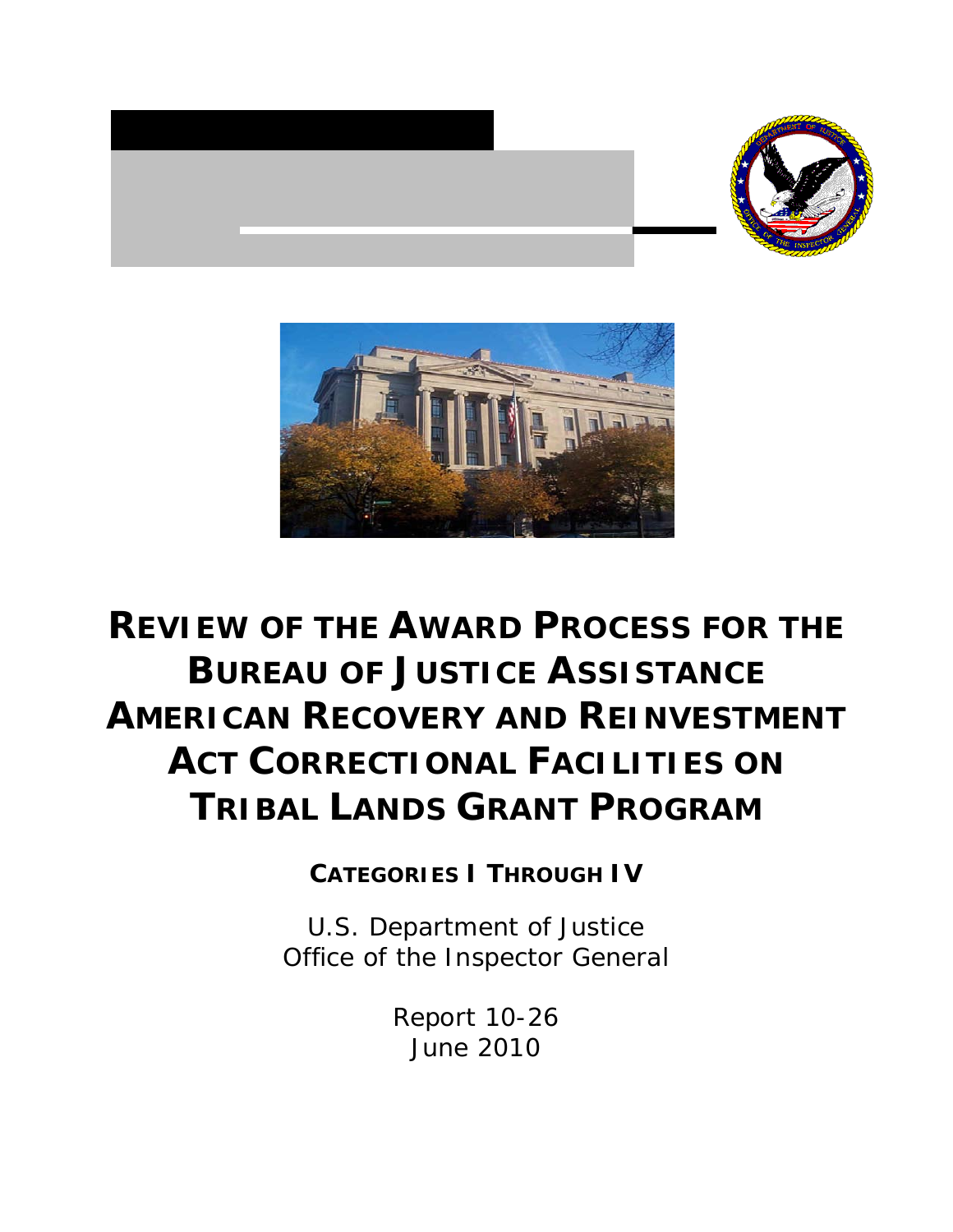# REVIEW OF THE AWARD PROCESS FOR THE BUREAU OF JUSTICE ASSISTANCE AMERICAN RECOVERY AND REINVESTMENT ACT CORRECTIONAL FACILITIES ON TRIBAL LANDS GRANT PROGRAM

## CATEGORIES I THROUGH IV

U.S. Department of Justice
Office of the Inspector General

Report 10-26
June 2010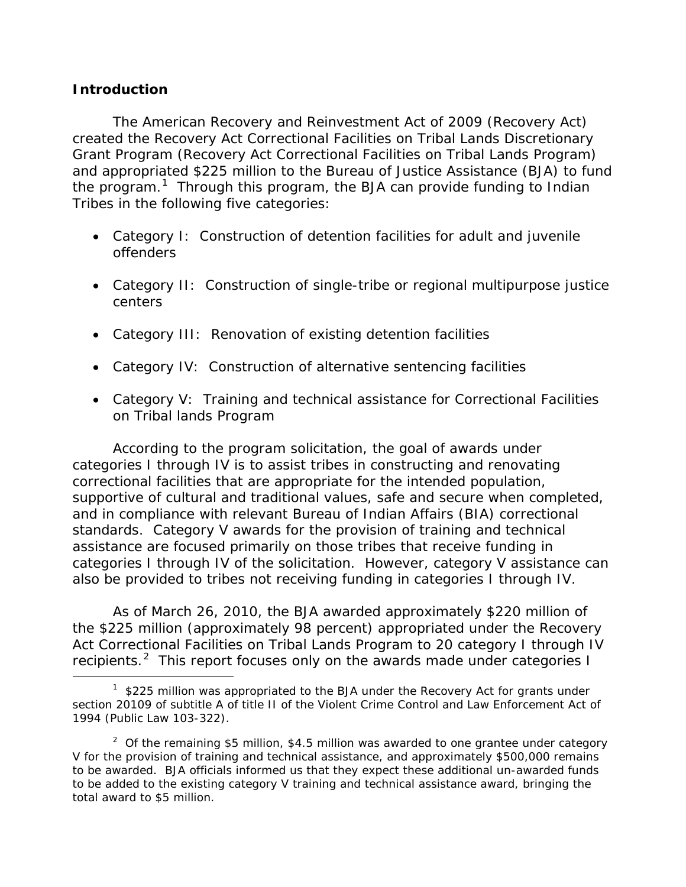## Introduction

The American Recovery and Reinvestment Act of 2009 (Recovery Act) created the Recovery Act Correctional Facilities on Tribal Lands Discretionary Grant Program (Recovery Act Correctional Facilities on Tribal Lands Program) and appropriated $225 million to the Bureau of Justice Assistance (BJA) to fund the program.[1] Through this program, the BJA can provide funding to Indian Tribes in the following five categories:

- Category I: Construction of detention facilities for adult and juvenile offenders
- Category II: Construction of single-tribe or regional multipurpose justice centers
- Category III: Renovation of existing detention facilities
- Category IV: Construction of alternative sentencing facilities
- Category V: Training and technical assistance for Correctional Facilities on Tribal lands Program

According to the program solicitation, the goal of awards under categories I through IV is to assist tribes in constructing and renovating correctional facilities that are appropriate for the intended population, supportive of cultural and traditional values, safe and secure when completed, and in compliance with relevant Bureau of Indian Affairs (BIA) correctional standards. Category V awards for the provision of training and technical assistance are focused primarily on those tribes that receive funding in categories I through IV of the solicitation. However, category V assistance can also be provided to tribes not receiving funding in categories I through IV.

As of March 26, 2010, the BJA awarded approximately $220 million of the $225 million (approximately 98 percent) appropriated under the Recovery Act Correctional Facilities on Tribal Lands Program to 20 category I through IV recipients.[2] This report focuses only on the awards made under categories I

---

[1] $225 million was appropriated to the BJA under the Recovery Act for grants under section 20109 of subtitle A of title II of the Violent Crime Control and Law Enforcement Act of 1994 (Public Law 103-322).

[2] Of the remaining $5 million, $4.5 million was awarded to one grantee under category V for the provision of training and technical assistance, and approximately $500,000 remains to be awarded. BJA officials informed us that they expect these additional un-awarded funds to be added to the existing category V training and technical assistance award, bringing the total award to $5 million.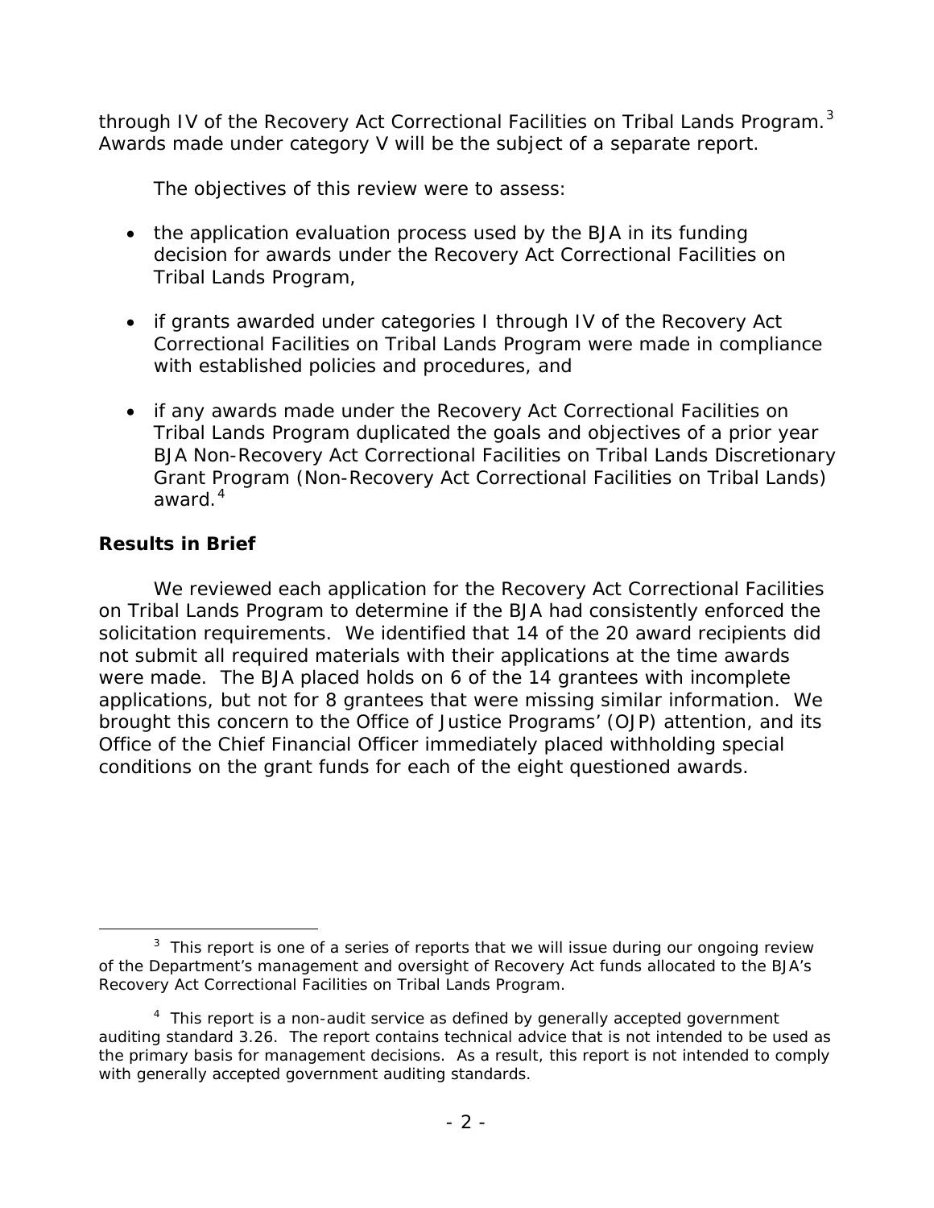through IV of the Recovery Act Correctional Facilities on Tribal Lands Program.[3] Awards made under category V will be the subject of a separate report.

The objectives of this review were to assess:

- the application evaluation process used by the BJA in its funding decision for awards under the Recovery Act Correctional Facilities on Tribal Lands Program,
- if grants awarded under categories I through IV of the Recovery Act Correctional Facilities on Tribal Lands Program were made in compliance with established policies and procedures, and
- if any awards made under the Recovery Act Correctional Facilities on Tribal Lands Program duplicated the goals and objectives of a prior year BJA Non-Recovery Act Correctional Facilities on Tribal Lands Discretionary Grant Program (Non-Recovery Act Correctional Facilities on Tribal Lands) award.[4]

**Results in Brief**

We reviewed each application for the Recovery Act Correctional Facilities on Tribal Lands Program to determine if the BJA had consistently enforced the solicitation requirements. We identified that 14 of the 20 award recipients did not submit all required materials with their applications at the time awards were made. The BJA placed holds on 6 of the 14 grantees with incomplete applications, but not for 8 grantees that were missing similar information. We brought this concern to the Office of Justice Programs' (OJP) attention, and its Office of the Chief Financial Officer immediately placed withholding special conditions on the grant funds for each of the eight questioned awards.

---

[3] This report is one of a series of reports that we will issue during our ongoing review of the Department's management and oversight of Recovery Act funds allocated to the BJA's Recovery Act Correctional Facilities on Tribal Lands Program.

[4] This report is a non-audit service as defined by generally accepted government auditing standard 3.26. The report contains technical advice that is not intended to be used as the primary basis for management decisions. As a result, this report is not intended to comply with generally accepted government auditing standards.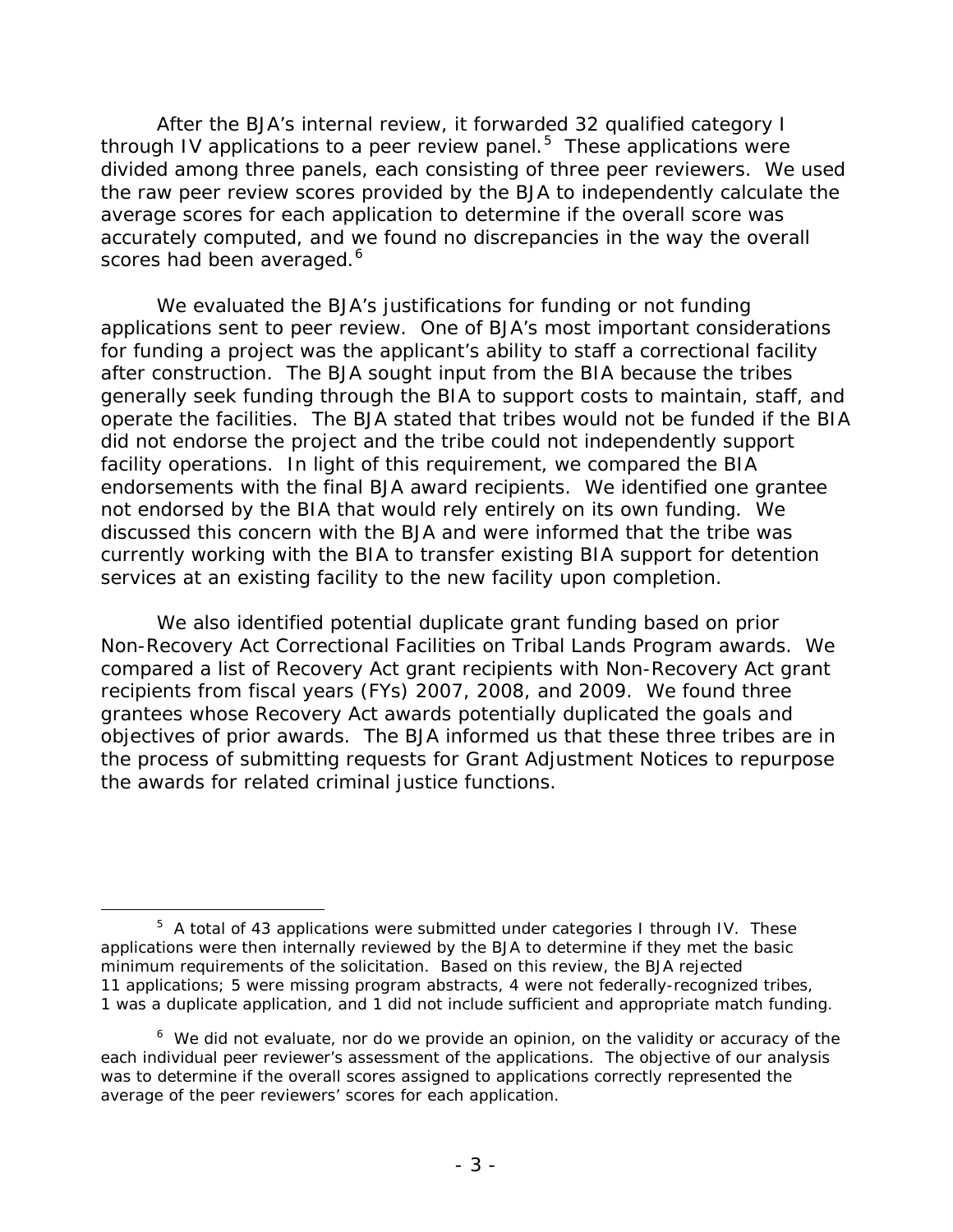After the BJA's internal review, it forwarded 32 qualified category I through IV applications to a peer review panel.[5] These applications were divided among three panels, each consisting of three peer reviewers. We used the raw peer review scores provided by the BJA to independently calculate the average scores for each application to determine if the overall score was accurately computed, and we found no discrepancies in the way the overall scores had been averaged.[6]

We evaluated the BJA's justifications for funding or not funding applications sent to peer review. One of BJA's most important considerations for funding a project was the applicant's ability to staff a correctional facility after construction. The BJA sought input from the BIA because the tribes generally seek funding through the BIA to support costs to maintain, staff, and operate the facilities. The BJA stated that tribes would not be funded if the BIA did not endorse the project and the tribe could not independently support facility operations. In light of this requirement, we compared the BIA endorsements with the final BJA award recipients. We identified one grantee not endorsed by the BIA that would rely entirely on its own funding. We discussed this concern with the BJA and were informed that the tribe was currently working with the BIA to transfer existing BIA support for detention services at an existing facility to the new facility upon completion.

We also identified potential duplicate grant funding based on prior Non-Recovery Act Correctional Facilities on Tribal Lands Program awards. We compared a list of Recovery Act grant recipients with Non-Recovery Act grant recipients from fiscal years (FYs) 2007, 2008, and 2009. We found three grantees whose Recovery Act awards potentially duplicated the goals and objectives of prior awards. The BJA informed us that these three tribes are in the process of submitting requests for Grant Adjustment Notices to repurpose the awards for related criminal justice functions.

---

[5] A total of 43 applications were submitted under categories I through IV. These applications were then internally reviewed by the BJA to determine if they met the basic minimum requirements of the solicitation. Based on this review, the BJA rejected 11 applications; 5 were missing program abstracts, 4 were not federally-recognized tribes, 1 was a duplicate application, and 1 did not include sufficient and appropriate match funding.

[6] We did not evaluate, nor do we provide an opinion, on the validity or accuracy of the each individual peer reviewer's assessment of the applications. The objective of our analysis was to determine if the overall scores assigned to applications correctly represented the average of the peer reviewers' scores for each application.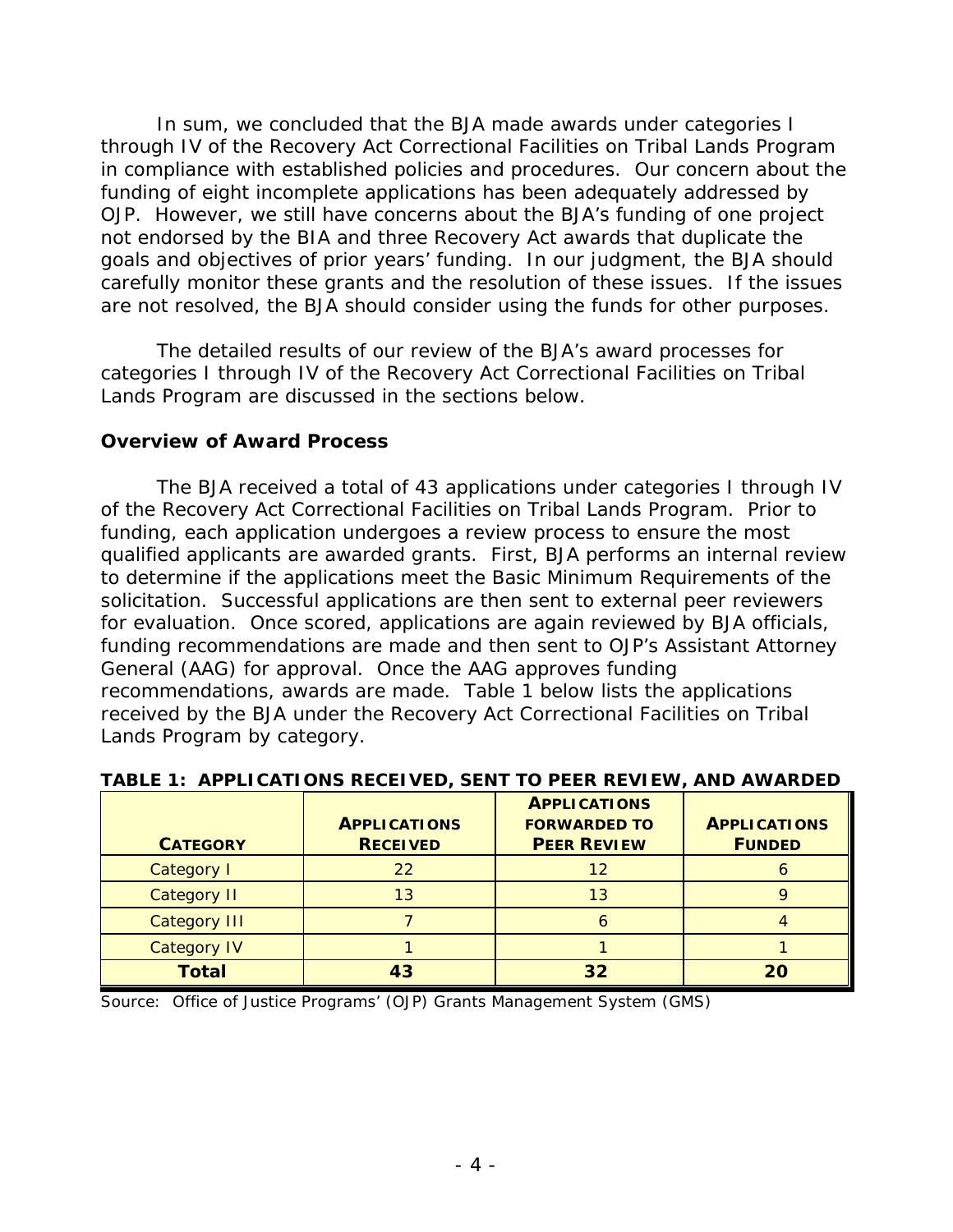In sum, we concluded that the BJA made awards under categories I through IV of the Recovery Act Correctional Facilities on Tribal Lands Program in compliance with established policies and procedures. Our concern about the funding of eight incomplete applications has been adequately addressed by OJP. However, we still have concerns about the BJA's funding of one project not endorsed by the BIA and three Recovery Act awards that duplicate the goals and objectives of prior years' funding. In our judgment, the BJA should carefully monitor these grants and the resolution of these issues. If the issues are not resolved, the BJA should consider using the funds for other purposes.

The detailed results of our review of the BJA's award processes for categories I through IV of the Recovery Act Correctional Facilities on Tribal Lands Program are discussed in the sections below.

### Overview of Award Process

The BJA received a total of 43 applications under categories I through IV of the Recovery Act Correctional Facilities on Tribal Lands Program. Prior to funding, each application undergoes a review process to ensure the most qualified applicants are awarded grants. First, BJA performs an internal review to determine if the applications meet the Basic Minimum Requirements of the solicitation. Successful applications are then sent to external peer reviewers for evaluation. Once scored, applications are again reviewed by BJA officials, funding recommendations are made and then sent to OJP's Assistant Attorney General (AAG) for approval. Once the AAG approves funding recommendations, awards are made. Table 1 below lists the applications received by the BJA under the Recovery Act Correctional Facilities on Tribal Lands Program by category.

**TABLE 1: APPLICATIONS RECEIVED, SENT TO PEER REVIEW, AND AWARDED**

| CATEGORY | APPLICATIONS RECEIVED | APPLICATIONS FORWARDED TO PEER REVIEW | APPLICATIONS FUNDED |
|---|---|---|---|
| Category I | 22 | 12 | 6 |
| Category II | 13 | 13 | 9 |
| Category III | 7 | 6 | 4 |
| Category IV | 1 | 1 | 1 |
| **Total** | **43** | **32** | **20** |

Source: Office of Justice Programs' (OJP) Grants Management System (GMS)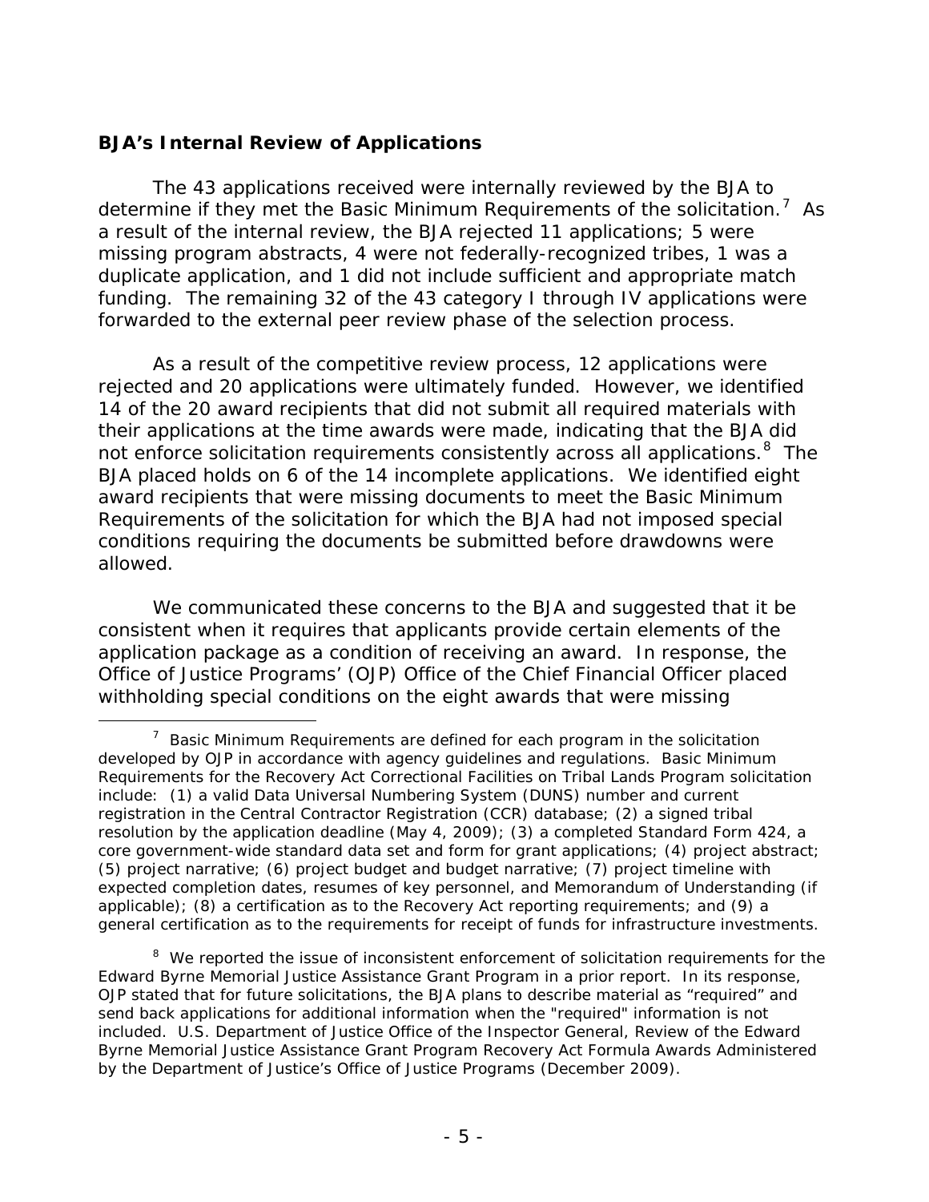**BJA's Internal Review of Applications**

The 43 applications received were internally reviewed by the BJA to determine if they met the Basic Minimum Requirements of the solicitation.[7] As a result of the internal review, the BJA rejected 11 applications; 5 were missing program abstracts, 4 were not federally-recognized tribes, 1 was a duplicate application, and 1 did not include sufficient and appropriate match funding. The remaining 32 of the 43 category I through IV applications were forwarded to the external peer review phase of the selection process.

As a result of the competitive review process, 12 applications were rejected and 20 applications were ultimately funded. However, we identified 14 of the 20 award recipients that did not submit all required materials with their applications at the time awards were made, indicating that the BJA did not enforce solicitation requirements consistently across all applications.[8] The BJA placed holds on 6 of the 14 incomplete applications. We identified eight award recipients that were missing documents to meet the Basic Minimum Requirements of the solicitation for which the BJA had not imposed special conditions requiring the documents be submitted before drawdowns were allowed.

We communicated these concerns to the BJA and suggested that it be consistent when it requires that applicants provide certain elements of the application package as a condition of receiving an award. In response, the Office of Justice Programs' (OJP) Office of the Chief Financial Officer placed withholding special conditions on the eight awards that were missing

---

[7] Basic Minimum Requirements are defined for each program in the solicitation developed by OJP in accordance with agency guidelines and regulations. Basic Minimum Requirements for the Recovery Act Correctional Facilities on Tribal Lands Program solicitation include: (1) a valid Data Universal Numbering System (DUNS) number and current registration in the Central Contractor Registration (CCR) database; (2) a signed tribal resolution by the application deadline (May 4, 2009); (3) a completed Standard Form 424, a core government-wide standard data set and form for grant applications; (4) project abstract; (5) project narrative; (6) project budget and budget narrative; (7) project timeline with expected completion dates, resumes of key personnel, and Memorandum of Understanding (if applicable); (8) a certification as to the Recovery Act reporting requirements; and (9) a general certification as to the requirements for receipt of funds for infrastructure investments.

[8] We reported the issue of inconsistent enforcement of solicitation requirements for the Edward Byrne Memorial Justice Assistance Grant Program in a prior report. In its response, OJP stated that for future solicitations, the BJA plans to describe material as "required" and send back applications for additional information when the "required" information is not included. U.S. Department of Justice Office of the Inspector General, Review of the Edward Byrne Memorial Justice Assistance Grant Program Recovery Act Formula Awards Administered by the Department of Justice's Office of Justice Programs (December 2009).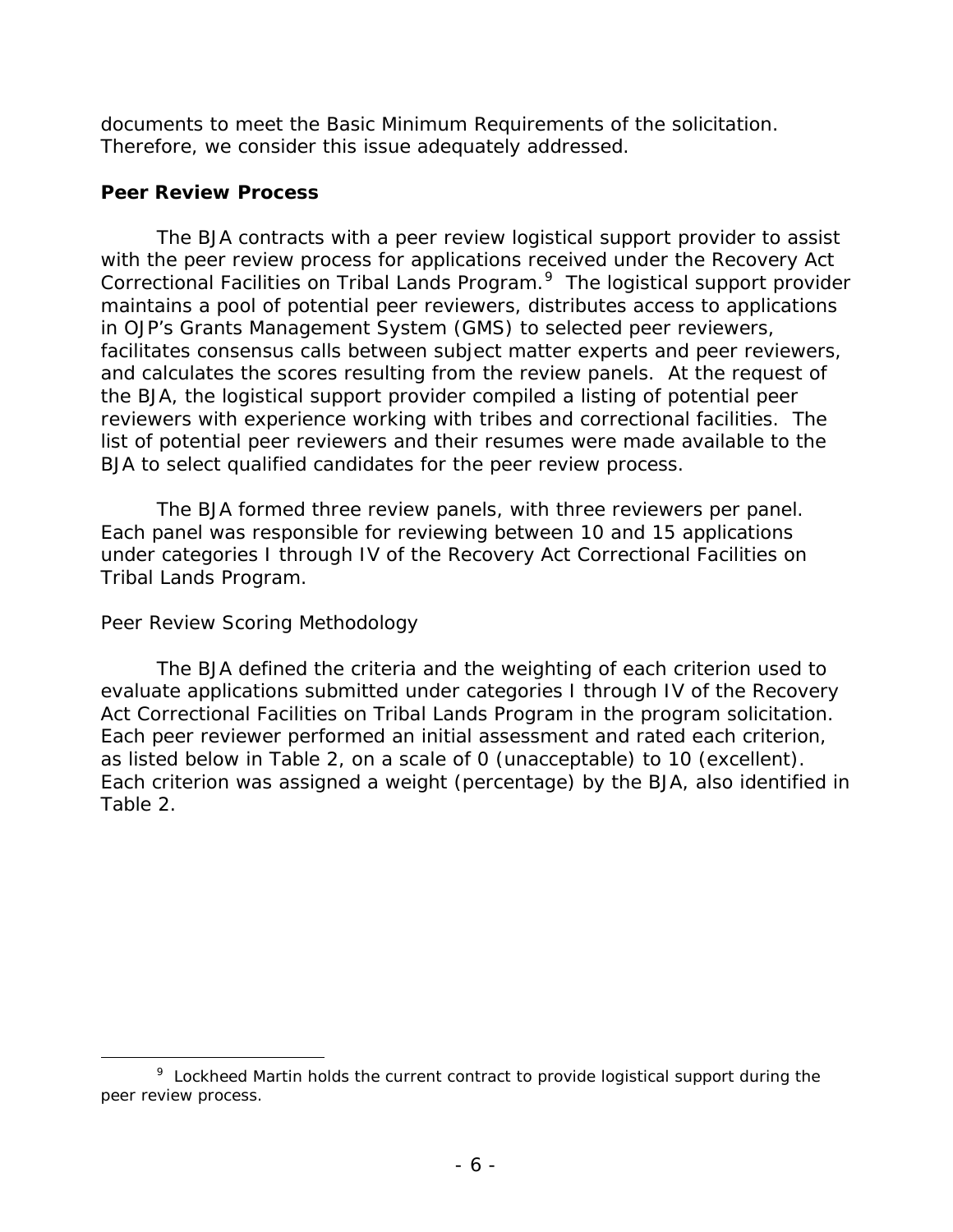documents to meet the Basic Minimum Requirements of the solicitation. Therefore, we consider this issue adequately addressed.

## Peer Review Process

The BJA contracts with a peer review logistical support provider to assist with the peer review process for applications received under the Recovery Act Correctional Facilities on Tribal Lands Program.[9] The logistical support provider maintains a pool of potential peer reviewers, distributes access to applications in OJP's Grants Management System (GMS) to selected peer reviewers, facilitates consensus calls between subject matter experts and peer reviewers, and calculates the scores resulting from the review panels. At the request of the BJA, the logistical support provider compiled a listing of potential peer reviewers with experience working with tribes and correctional facilities. The list of potential peer reviewers and their resumes were made available to the BJA to select qualified candidates for the peer review process.

The BJA formed three review panels, with three reviewers per panel. Each panel was responsible for reviewing between 10 and 15 applications under categories I through IV of the Recovery Act Correctional Facilities on Tribal Lands Program.

### Peer Review Scoring Methodology

The BJA defined the criteria and the weighting of each criterion used to evaluate applications submitted under categories I through IV of the Recovery Act Correctional Facilities on Tribal Lands Program in the program solicitation. Each peer reviewer performed an initial assessment and rated each criterion, as listed below in Table 2, on a scale of 0 (unacceptable) to 10 (excellent). Each criterion was assigned a weight (percentage) by the BJA, also identified in Table 2.

---

[9] Lockheed Martin holds the current contract to provide logistical support during the peer review process.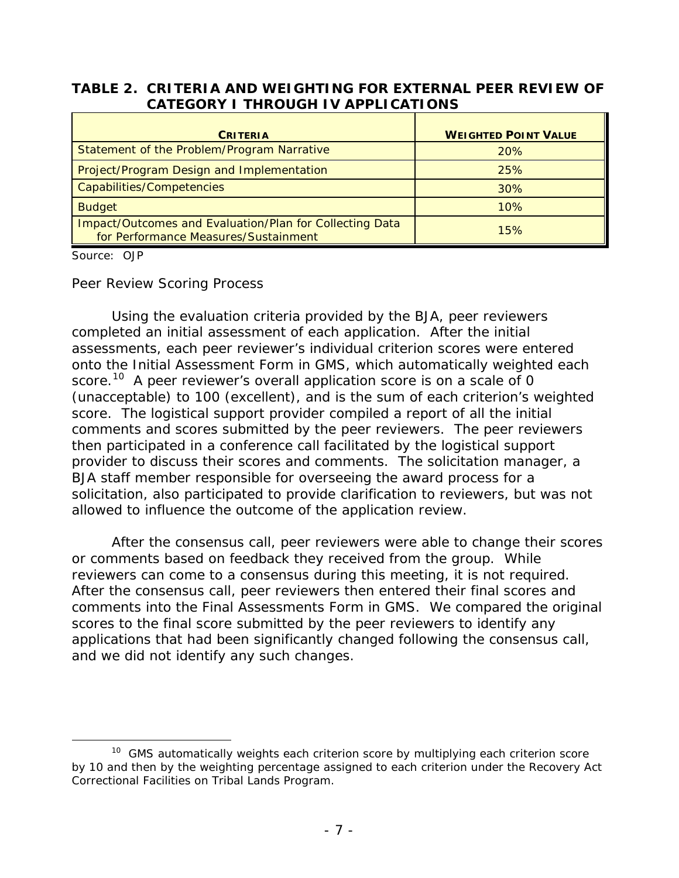**TABLE 2. CRITERIA AND WEIGHTING FOR EXTERNAL PEER REVIEW OF CATEGORY I THROUGH IV APPLICATIONS**

| CRITERIA | WEIGHTED POINT VALUE |
|---|---|
| Statement of the Problem/Program Narrative | 20% |
| Project/Program Design and Implementation | 25% |
| Capabilities/Competencies | 30% |
| Budget | 10% |
| Impact/Outcomes and Evaluation/Plan for Collecting Data for Performance Measures/Sustainment | 15% |

Source: OJP

Peer Review Scoring Process

Using the evaluation criteria provided by the BJA, peer reviewers completed an initial assessment of each application. After the initial assessments, each peer reviewer's individual criterion scores were entered onto the Initial Assessment Form in GMS, which automatically weighted each score.[10] A peer reviewer's overall application score is on a scale of 0 (unacceptable) to 100 (excellent), and is the sum of each criterion's weighted score. The logistical support provider compiled a report of all the initial comments and scores submitted by the peer reviewers. The peer reviewers then participated in a conference call facilitated by the logistical support provider to discuss their scores and comments. The solicitation manager, a BJA staff member responsible for overseeing the award process for a solicitation, also participated to provide clarification to reviewers, but was not allowed to influence the outcome of the application review.

After the consensus call, peer reviewers were able to change their scores or comments based on feedback they received from the group. While reviewers can come to a consensus during this meeting, it is not required. After the consensus call, peer reviewers then entered their final scores and comments into the Final Assessments Form in GMS. We compared the original scores to the final score submitted by the peer reviewers to identify any applications that had been significantly changed following the consensus call, and we did not identify any such changes.

---

[10] GMS automatically weights each criterion score by multiplying each criterion score by 10 and then by the weighting percentage assigned to each criterion under the Recovery Act Correctional Facilities on Tribal Lands Program.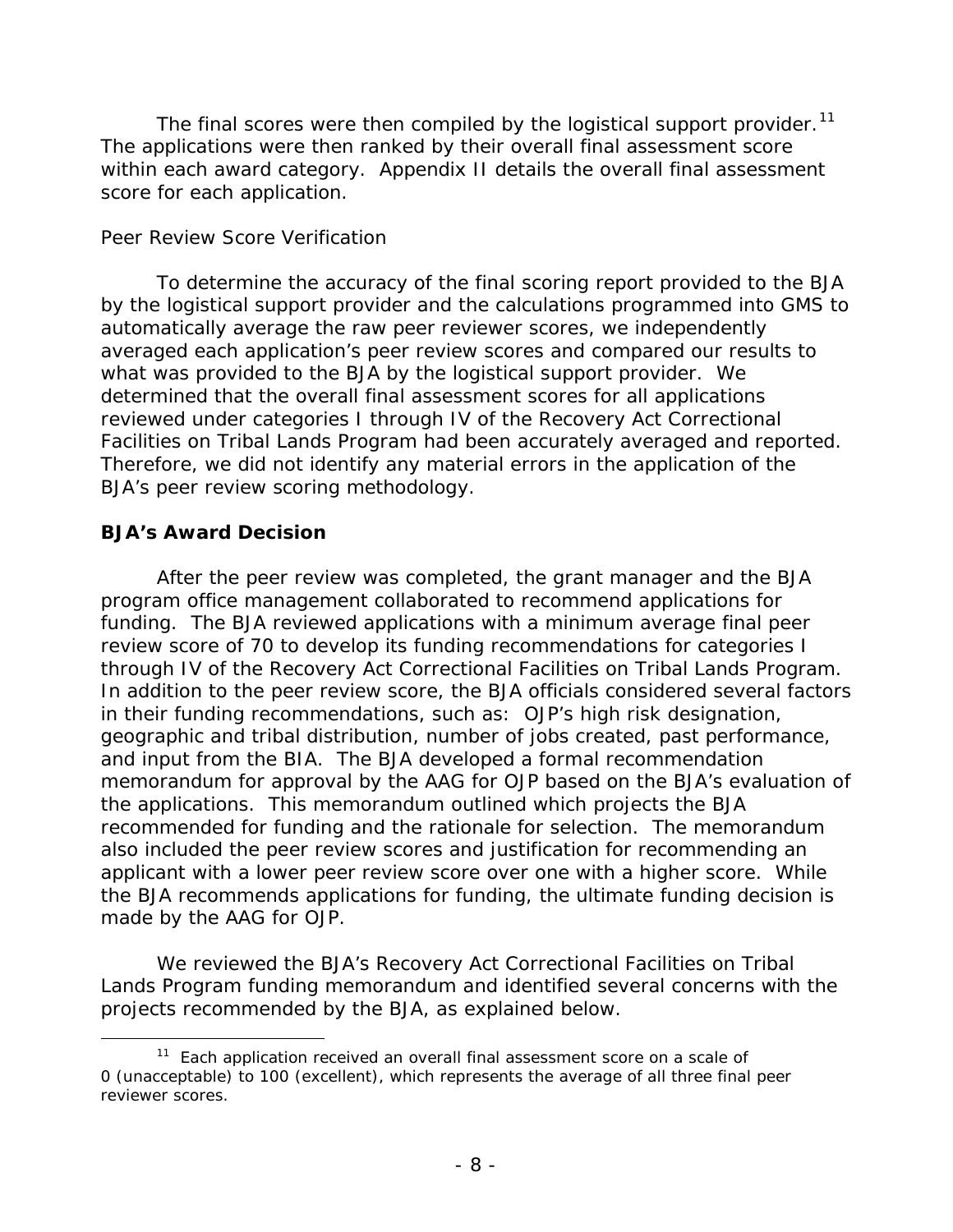The final scores were then compiled by the logistical support provider.[11] The applications were then ranked by their overall final assessment score within each award category. Appendix II details the overall final assessment score for each application.

*Peer Review Score Verification*

To determine the accuracy of the final scoring report provided to the BJA by the logistical support provider and the calculations programmed into GMS to automatically average the raw peer reviewer scores, we independently averaged each application's peer review scores and compared our results to what was provided to the BJA by the logistical support provider. We determined that the overall final assessment scores for all applications reviewed under categories I through IV of the Recovery Act Correctional Facilities on Tribal Lands Program had been accurately averaged and reported. Therefore, we did not identify any material errors in the application of the BJA's peer review scoring methodology.

## BJA's Award Decision

After the peer review was completed, the grant manager and the BJA program office management collaborated to recommend applications for funding. The BJA reviewed applications with a minimum average final peer review score of 70 to develop its funding recommendations for categories I through IV of the Recovery Act Correctional Facilities on Tribal Lands Program. In addition to the peer review score, the BJA officials considered several factors in their funding recommendations, such as: OJP's high risk designation, geographic and tribal distribution, number of jobs created, past performance, and input from the BIA. The BJA developed a formal recommendation memorandum for approval by the AAG for OJP based on the BJA's evaluation of the applications. This memorandum outlined which projects the BJA recommended for funding and the rationale for selection. The memorandum also included the peer review scores and justification for recommending an applicant with a lower peer review score over one with a higher score. While the BJA recommends applications for funding, the ultimate funding decision is made by the AAG for OJP.

We reviewed the BJA's Recovery Act Correctional Facilities on Tribal Lands Program funding memorandum and identified several concerns with the projects recommended by the BJA, as explained below.

---

[11] Each application received an overall final assessment score on a scale of 0 (unacceptable) to 100 (excellent), which represents the average of all three final peer reviewer scores.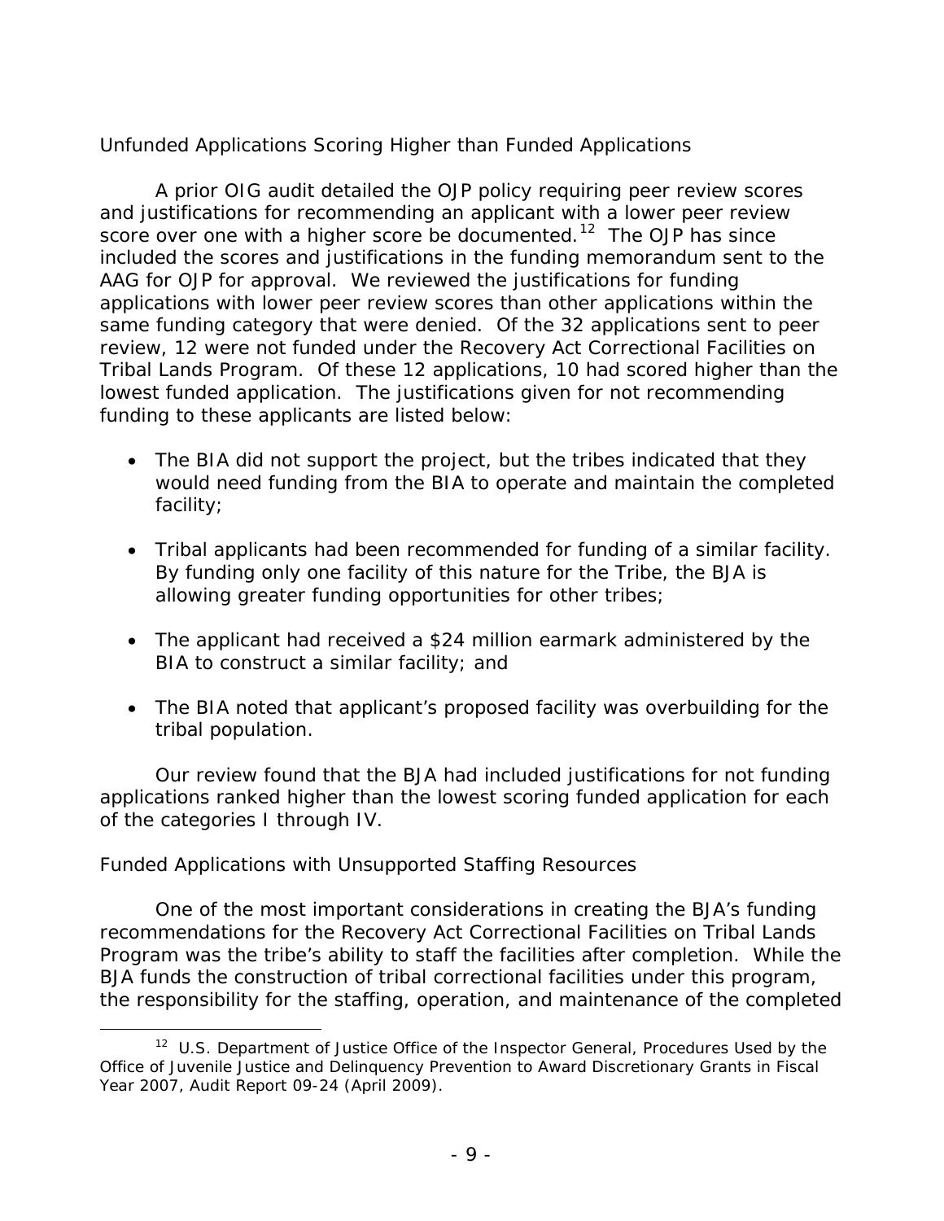### Unfunded Applications Scoring Higher than Funded Applications

A prior OIG audit detailed the OJP policy requiring peer review scores and justifications for recommending an applicant with a lower peer review score over one with a higher score be documented.[12] The OJP has since included the scores and justifications in the funding memorandum sent to the AAG for OJP for approval. We reviewed the justifications for funding applications with lower peer review scores than other applications within the same funding category that were denied. Of the 32 applications sent to peer review, 12 were not funded under the Recovery Act Correctional Facilities on Tribal Lands Program. Of these 12 applications, 10 had scored higher than the lowest funded application. The justifications given for not recommending funding to these applicants are listed below:

- The BIA did not support the project, but the tribes indicated that they would need funding from the BIA to operate and maintain the completed facility;
- Tribal applicants had been recommended for funding of a similar facility. By funding only one facility of this nature for the Tribe, the BJA is allowing greater funding opportunities for other tribes;
- The applicant had received a $24 million earmark administered by the BIA to construct a similar facility; and
- The BIA noted that applicant's proposed facility was overbuilding for the tribal population.

Our review found that the BJA had included justifications for not funding applications ranked higher than the lowest scoring funded application for each of the categories I through IV.

### Funded Applications with Unsupported Staffing Resources

One of the most important considerations in creating the BJA's funding recommendations for the Recovery Act Correctional Facilities on Tribal Lands Program was the tribe's ability to staff the facilities after completion. While the BJA funds the construction of tribal correctional facilities under this program, the responsibility for the staffing, operation, and maintenance of the completed

[12] U.S. Department of Justice Office of the Inspector General, *Procedures Used by the Office of Juvenile Justice and Delinquency Prevention to Award Discretionary Grants in Fiscal Year 2007*, Audit Report 09-24 (April 2009).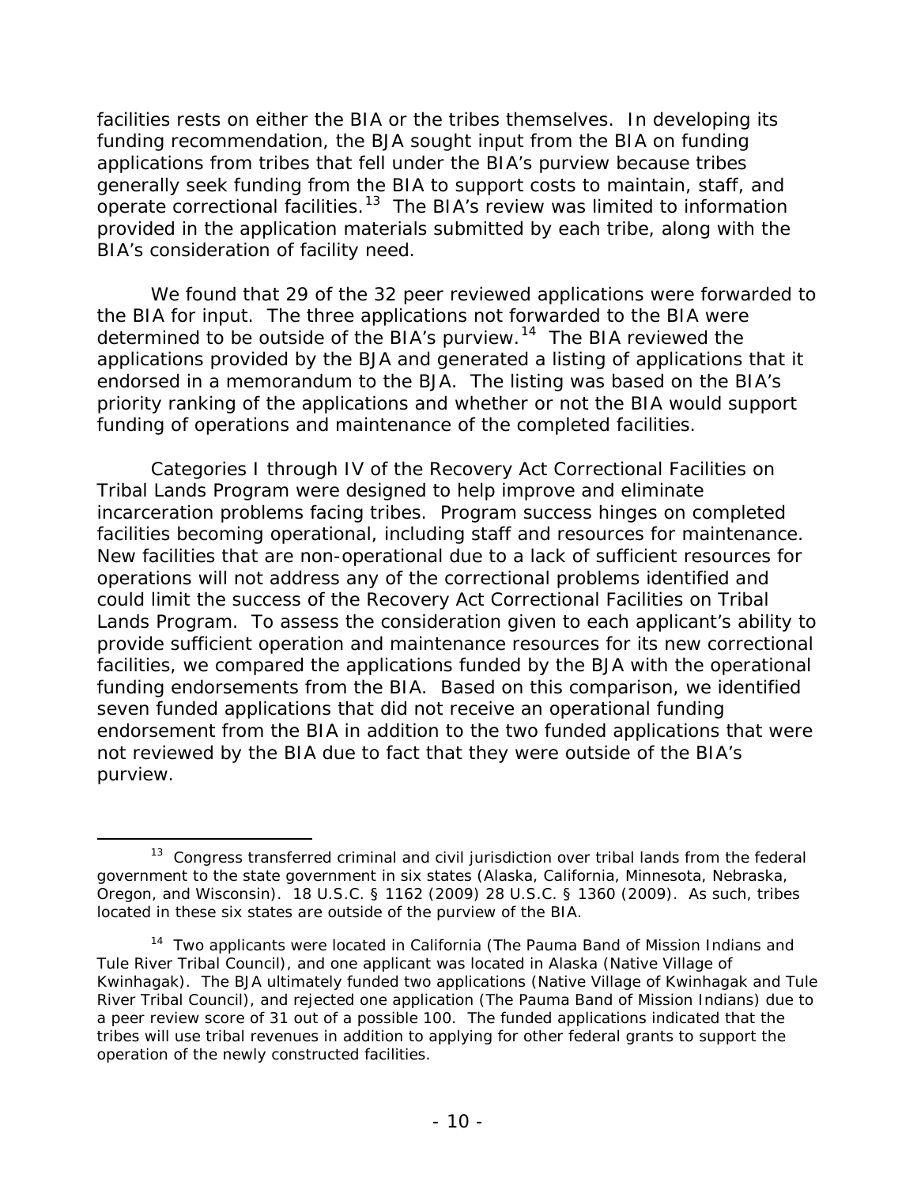facilities rests on either the BIA or the tribes themselves. In developing its funding recommendation, the BJA sought input from the BIA on funding applications from tribes that fell under the BIA's purview because tribes generally seek funding from the BIA to support costs to maintain, staff, and operate correctional facilities.[13] The BIA's review was limited to information provided in the application materials submitted by each tribe, along with the BIA's consideration of facility need.

We found that 29 of the 32 peer reviewed applications were forwarded to the BIA for input. The three applications not forwarded to the BIA were determined to be outside of the BIA's purview.[14] The BIA reviewed the applications provided by the BJA and generated a listing of applications that it endorsed in a memorandum to the BJA. The listing was based on the BIA's priority ranking of the applications and whether or not the BIA would support funding of operations and maintenance of the completed facilities.

Categories I through IV of the Recovery Act Correctional Facilities on Tribal Lands Program were designed to help improve and eliminate incarceration problems facing tribes. Program success hinges on completed facilities becoming operational, including staff and resources for maintenance. New facilities that are non-operational due to a lack of sufficient resources for operations will not address any of the correctional problems identified and could limit the success of the Recovery Act Correctional Facilities on Tribal Lands Program. To assess the consideration given to each applicant's ability to provide sufficient operation and maintenance resources for its new correctional facilities, we compared the applications funded by the BJA with the operational funding endorsements from the BIA. Based on this comparison, we identified seven funded applications that did not receive an operational funding endorsement from the BIA in addition to the two funded applications that were not reviewed by the BIA due to fact that they were outside of the BIA's purview.

---

[13] Congress transferred criminal and civil jurisdiction over tribal lands from the federal government to the state government in six states (Alaska, California, Minnesota, Nebraska, Oregon, and Wisconsin). 18 U.S.C. § 1162 (2009) 28 U.S.C. § 1360 (2009). As such, tribes located in these six states are outside of the purview of the BIA.

[14] Two applicants were located in California (The Pauma Band of Mission Indians and Tule River Tribal Council), and one applicant was located in Alaska (Native Village of Kwinhagak). The BJA ultimately funded two applications (Native Village of Kwinhagak and Tule River Tribal Council), and rejected one application (The Pauma Band of Mission Indians) due to a peer review score of 31 out of a possible 100. The funded applications indicated that the tribes will use tribal revenues in addition to applying for other federal grants to support the operation of the newly constructed facilities.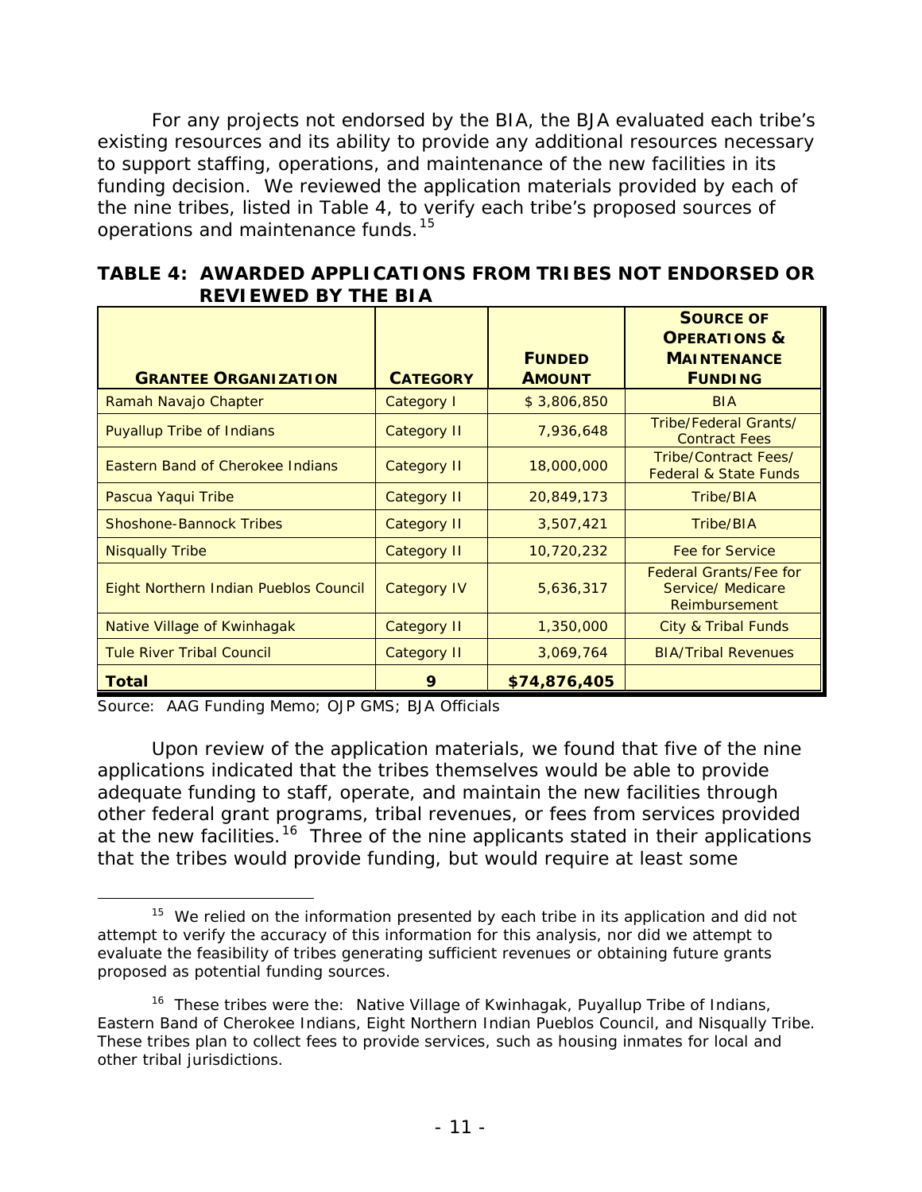For any projects not endorsed by the BIA, the BJA evaluated each tribe's existing resources and its ability to provide any additional resources necessary to support staffing, operations, and maintenance of the new facilities in its funding decision. We reviewed the application materials provided by each of the nine tribes, listed in Table 4, to verify each tribe's proposed sources of operations and maintenance funds.[15]

**TABLE 4: AWARDED APPLICATIONS FROM TRIBES NOT ENDORSED OR REVIEWED BY THE BIA**

| GRANTEE ORGANIZATION | CATEGORY | FUNDED AMOUNT | SOURCE OF OPERATIONS & MAINTENANCE FUNDING |
|---|---|---|---|
| Ramah Navajo Chapter | Category I | $ 3,806,850 | BIA |
| Puyallup Tribe of Indians | Category II | 7,936,648 | Tribe/Federal Grants/ Contract Fees |
| Eastern Band of Cherokee Indians | Category II | 18,000,000 | Tribe/Contract Fees/ Federal & State Funds |
| Pascua Yaqui Tribe | Category II | 20,849,173 | Tribe/BIA |
| Shoshone-Bannock Tribes | Category II | 3,507,421 | Tribe/BIA |
| Nisqually Tribe | Category II | 10,720,232 | Fee for Service |
| Eight Northern Indian Pueblos Council | Category IV | 5,636,317 | Federal Grants/Fee for Service/ Medicare Reimbursement |
| Native Village of Kwinhagak | Category II | 1,350,000 | City & Tribal Funds |
| Tule River Tribal Council | Category II | 3,069,764 | BIA/Tribal Revenues |
| **Total** | **9** | **$74,876,405** | |

Source: AAG Funding Memo; OJP GMS; BJA Officials

Upon review of the application materials, we found that five of the nine applications indicated that the tribes themselves would be able to provide adequate funding to staff, operate, and maintain the new facilities through other federal grant programs, tribal revenues, or fees from services provided at the new facilities.[16] Three of the nine applicants stated in their applications that the tribes would provide funding, but would require at least some

[15] We relied on the information presented by each tribe in its application and did not attempt to verify the accuracy of this information for this analysis, nor did we attempt to evaluate the feasibility of tribes generating sufficient revenues or obtaining future grants proposed as potential funding sources.

[16] These tribes were the: Native Village of Kwinhagak, Puyallup Tribe of Indians, Eastern Band of Cherokee Indians, Eight Northern Indian Pueblos Council, and Nisqually Tribe. These tribes plan to collect fees to provide services, such as housing inmates for local and other tribal jurisdictions.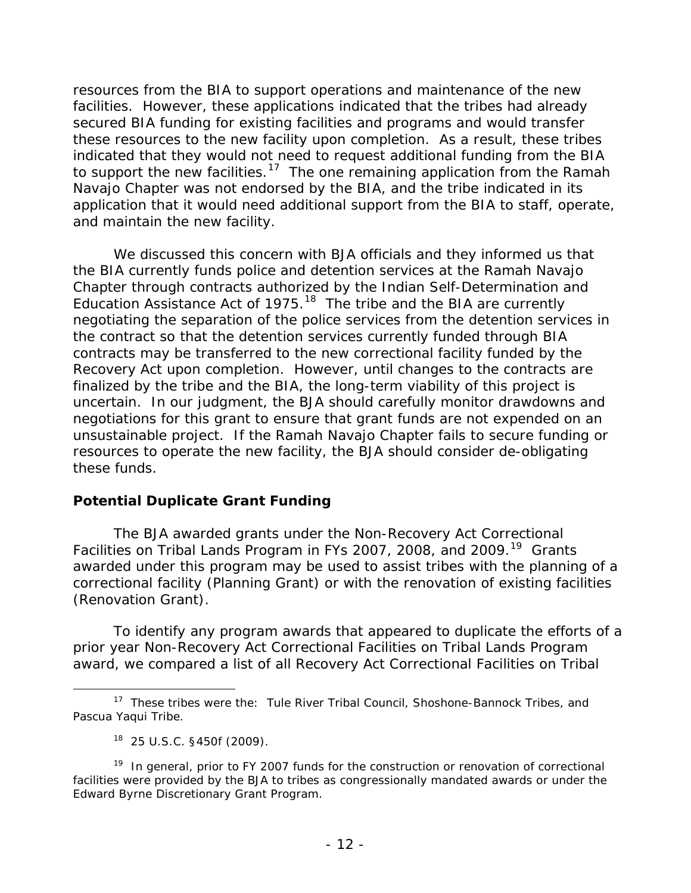resources from the BIA to support operations and maintenance of the new facilities. However, these applications indicated that the tribes had already secured BIA funding for existing facilities and programs and would transfer these resources to the new facility upon completion. As a result, these tribes indicated that they would not need to request additional funding from the BIA to support the new facilities.[17] The one remaining application from the Ramah Navajo Chapter was not endorsed by the BIA, and the tribe indicated in its application that it would need additional support from the BIA to staff, operate, and maintain the new facility.

We discussed this concern with BJA officials and they informed us that the BIA currently funds police and detention services at the Ramah Navajo Chapter through contracts authorized by the Indian Self-Determination and Education Assistance Act of 1975.[18] The tribe and the BIA are currently negotiating the separation of the police services from the detention services in the contract so that the detention services currently funded through BIA contracts may be transferred to the new correctional facility funded by the Recovery Act upon completion. However, until changes to the contracts are finalized by the tribe and the BIA, the long-term viability of this project is uncertain. In our judgment, the BJA should carefully monitor drawdowns and negotiations for this grant to ensure that grant funds are not expended on an unsustainable project. If the Ramah Navajo Chapter fails to secure funding or resources to operate the new facility, the BJA should consider de-obligating these funds.

### Potential Duplicate Grant Funding

The BJA awarded grants under the Non-Recovery Act Correctional Facilities on Tribal Lands Program in FYs 2007, 2008, and 2009.[19] Grants awarded under this program may be used to assist tribes with the planning of a correctional facility (Planning Grant) or with the renovation of existing facilities (Renovation Grant).

To identify any program awards that appeared to duplicate the efforts of a prior year Non-Recovery Act Correctional Facilities on Tribal Lands Program award, we compared a list of all Recovery Act Correctional Facilities on Tribal

---

[17] These tribes were the: Tule River Tribal Council, Shoshone-Bannock Tribes, and Pascua Yaqui Tribe.

[18] 25 U.S.C. §450f (2009).

[19] In general, prior to FY 2007 funds for the construction or renovation of correctional facilities were provided by the BJA to tribes as congressionally mandated awards or under the Edward Byrne Discretionary Grant Program.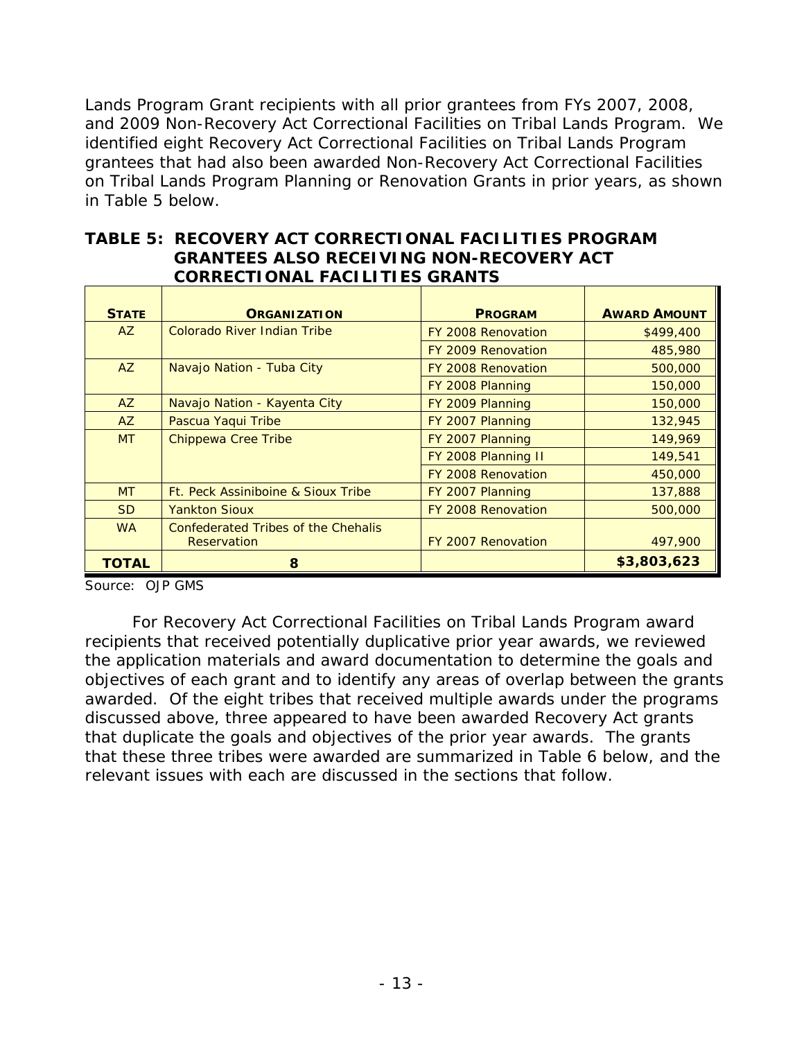Lands Program Grant recipients with all prior grantees from FYs 2007, 2008, and 2009 Non-Recovery Act Correctional Facilities on Tribal Lands Program. We identified eight Recovery Act Correctional Facilities on Tribal Lands Program grantees that had also been awarded Non-Recovery Act Correctional Facilities on Tribal Lands Program Planning or Renovation Grants in prior years, as shown in Table 5 below.

**TABLE 5: RECOVERY ACT CORRECTIONAL FACILITIES PROGRAM GRANTEES ALSO RECEIVING NON-RECOVERY ACT CORRECTIONAL FACILITIES GRANTS**

| STATE | ORGANIZATION | PROGRAM | AWARD AMOUNT |
|---|---|---|---|
| AZ | Colorado River Indian Tribe | FY 2008 Renovation | $499,400 |
| | | FY 2009 Renovation | 485,980 |
| AZ | Navajo Nation - Tuba City | FY 2008 Renovation | 500,000 |
| | | FY 2008 Planning | 150,000 |
| AZ | Navajo Nation - Kayenta City | FY 2009 Planning | 150,000 |
| AZ | Pascua Yaqui Tribe | FY 2007 Planning | 132,945 |
| MT | Chippewa Cree Tribe | FY 2007 Planning | 149,969 |
| | | FY 2008 Planning II | 149,541 |
| | | FY 2008 Renovation | 450,000 |
| MT | Ft. Peck Assiniboine & Sioux Tribe | FY 2007 Planning | 137,888 |
| SD | Yankton Sioux | FY 2008 Renovation | 500,000 |
| WA | Confederated Tribes of the Chehalis Reservation | FY 2007 Renovation | 497,900 |
| **TOTAL** | **8** | | **$3,803,623** |

Source: OJP GMS

For Recovery Act Correctional Facilities on Tribal Lands Program award recipients that received potentially duplicative prior year awards, we reviewed the application materials and award documentation to determine the goals and objectives of each grant and to identify any areas of overlap between the grants awarded. Of the eight tribes that received multiple awards under the programs discussed above, three appeared to have been awarded Recovery Act grants that duplicate the goals and objectives of the prior year awards. The grants that these three tribes were awarded are summarized in Table 6 below, and the relevant issues with each are discussed in the sections that follow.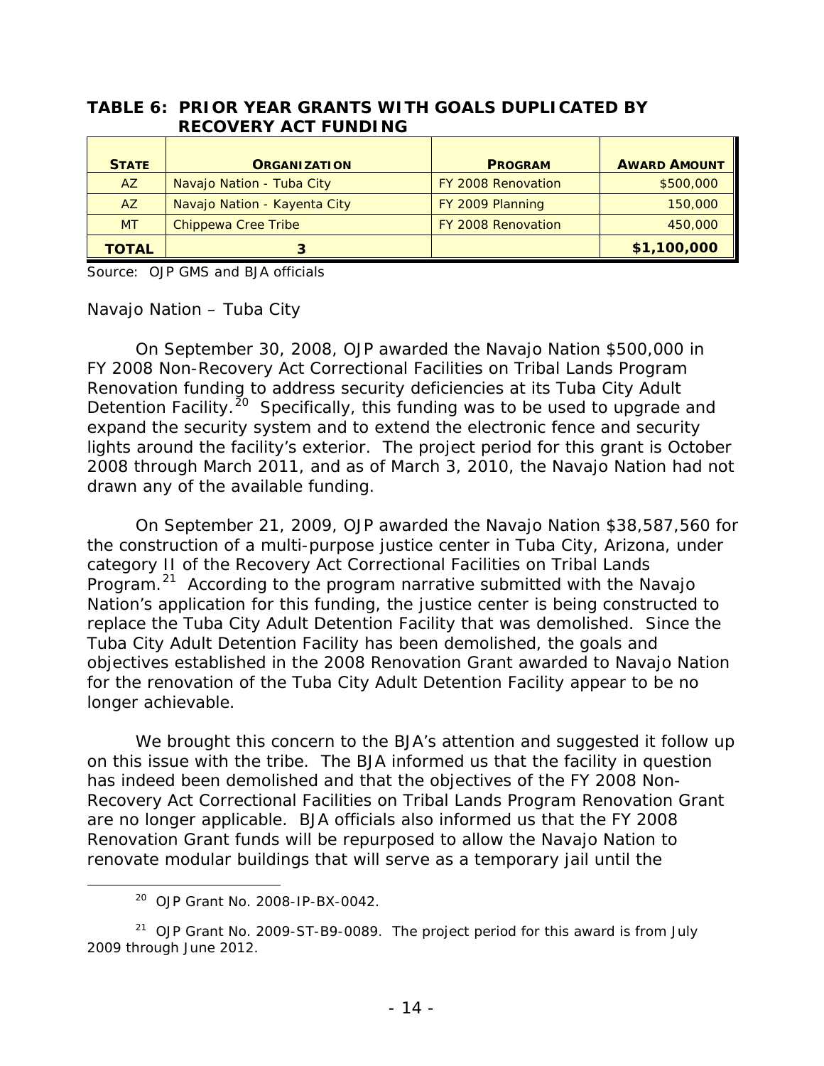**TABLE 6: PRIOR YEAR GRANTS WITH GOALS DUPLICATED BY RECOVERY ACT FUNDING**

| STATE | ORGANIZATION | PROGRAM | AWARD AMOUNT |
|---|---|---|---|
| AZ | Navajo Nation - Tuba City | FY 2008 Renovation | $500,000 |
| AZ | Navajo Nation - Kayenta City | FY 2009 Planning | 150,000 |
| MT | Chippewa Cree Tribe | FY 2008 Renovation | 450,000 |
| **TOTAL** | **3** | | **$1,100,000** |

Source: OJP GMS and BJA officials

*Navajo Nation – Tuba City*

On September 30, 2008, OJP awarded the Navajo Nation $500,000 in FY 2008 Non-Recovery Act Correctional Facilities on Tribal Lands Program Renovation funding to address security deficiencies at its Tuba City Adult Detention Facility.[20] Specifically, this funding was to be used to upgrade and expand the security system and to extend the electronic fence and security lights around the facility's exterior. The project period for this grant is October 2008 through March 2011, and as of March 3, 2010, the Navajo Nation had not drawn any of the available funding.

On September 21, 2009, OJP awarded the Navajo Nation $38,587,560 for the construction of a multi-purpose justice center in Tuba City, Arizona, under category II of the Recovery Act Correctional Facilities on Tribal Lands Program.[21] According to the program narrative submitted with the Navajo Nation's application for this funding, the justice center is being constructed to replace the Tuba City Adult Detention Facility that was demolished. Since the Tuba City Adult Detention Facility has been demolished, the goals and objectives established in the 2008 Renovation Grant awarded to Navajo Nation for the renovation of the Tuba City Adult Detention Facility appear to be no longer achievable.

We brought this concern to the BJA's attention and suggested it follow up on this issue with the tribe. The BJA informed us that the facility in question has indeed been demolished and that the objectives of the FY 2008 Non-Recovery Act Correctional Facilities on Tribal Lands Program Renovation Grant are no longer applicable. BJA officials also informed us that the FY 2008 Renovation Grant funds will be repurposed to allow the Navajo Nation to renovate modular buildings that will serve as a temporary jail until the

[20] OJP Grant No. 2008-IP-BX-0042.

[21] OJP Grant No. 2009-ST-B9-0089. The project period for this award is from July 2009 through June 2012.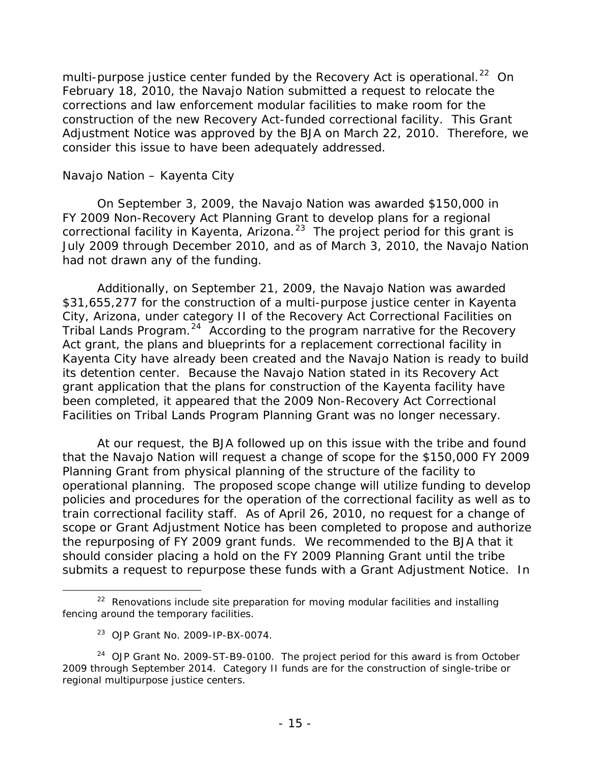multi-purpose justice center funded by the Recovery Act is operational.[22] On February 18, 2010, the Navajo Nation submitted a request to relocate the corrections and law enforcement modular facilities to make room for the construction of the new Recovery Act-funded correctional facility. This Grant Adjustment Notice was approved by the BJA on March 22, 2010. Therefore, we consider this issue to have been adequately addressed.

*Navajo Nation – Kayenta City*

On September 3, 2009, the Navajo Nation was awarded $150,000 in FY 2009 Non-Recovery Act Planning Grant to develop plans for a regional correctional facility in Kayenta, Arizona.[23] The project period for this grant is July 2009 through December 2010, and as of March 3, 2010, the Navajo Nation had not drawn any of the funding.

Additionally, on September 21, 2009, the Navajo Nation was awarded $31,655,277 for the construction of a multi-purpose justice center in Kayenta City, Arizona, under category II of the Recovery Act Correctional Facilities on Tribal Lands Program.[24] According to the program narrative for the Recovery Act grant, the plans and blueprints for a replacement correctional facility in Kayenta City have already been created and the Navajo Nation is ready to build its detention center. Because the Navajo Nation stated in its Recovery Act grant application that the plans for construction of the Kayenta facility have been completed, it appeared that the 2009 Non-Recovery Act Correctional Facilities on Tribal Lands Program Planning Grant was no longer necessary.

At our request, the BJA followed up on this issue with the tribe and found that the Navajo Nation will request a change of scope for the $150,000 FY 2009 Planning Grant from physical planning of the structure of the facility to operational planning. The proposed scope change will utilize funding to develop policies and procedures for the operation of the correctional facility as well as to train correctional facility staff. As of April 26, 2010, no request for a change of scope or Grant Adjustment Notice has been completed to propose and authorize the repurposing of FY 2009 grant funds. We recommended to the BJA that it should consider placing a hold on the FY 2009 Planning Grant until the tribe submits a request to repurpose these funds with a Grant Adjustment Notice. In

---

[22] Renovations include site preparation for moving modular facilities and installing fencing around the temporary facilities.

[23] OJP Grant No. 2009-IP-BX-0074.

[24] OJP Grant No. 2009-ST-B9-0100. The project period for this award is from October 2009 through September 2014. Category II funds are for the construction of single-tribe or regional multipurpose justice centers.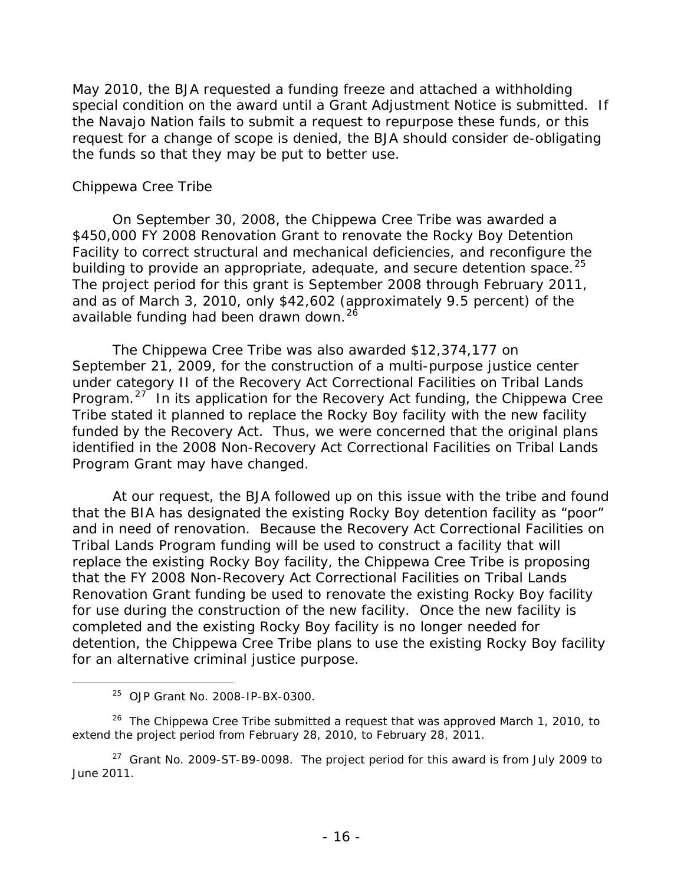May 2010, the BJA requested a funding freeze and attached a withholding special condition on the award until a Grant Adjustment Notice is submitted. If the Navajo Nation fails to submit a request to repurpose these funds, or this request for a change of scope is denied, the BJA should consider de-obligating the funds so that they may be put to better use.

*Chippewa Cree Tribe*

On September 30, 2008, the Chippewa Cree Tribe was awarded a $450,000 FY 2008 Renovation Grant to renovate the Rocky Boy Detention Facility to correct structural and mechanical deficiencies, and reconfigure the building to provide an appropriate, adequate, and secure detention space.[25] The project period for this grant is September 2008 through February 2011, and as of March 3, 2010, only $42,602 (approximately 9.5 percent) of the available funding had been drawn down.[26]

The Chippewa Cree Tribe was also awarded $12,374,177 on September 21, 2009, for the construction of a multi-purpose justice center under category II of the Recovery Act Correctional Facilities on Tribal Lands Program.[27] In its application for the Recovery Act funding, the Chippewa Cree Tribe stated it planned to replace the Rocky Boy facility with the new facility funded by the Recovery Act. Thus, we were concerned that the original plans identified in the 2008 Non-Recovery Act Correctional Facilities on Tribal Lands Program Grant may have changed.

At our request, the BJA followed up on this issue with the tribe and found that the BIA has designated the existing Rocky Boy detention facility as "poor" and in need of renovation. Because the Recovery Act Correctional Facilities on Tribal Lands Program funding will be used to construct a facility that will replace the existing Rocky Boy facility, the Chippewa Cree Tribe is proposing that the FY 2008 Non-Recovery Act Correctional Facilities on Tribal Lands Renovation Grant funding be used to renovate the existing Rocky Boy facility for use during the construction of the new facility. Once the new facility is completed and the existing Rocky Boy facility is no longer needed for detention, the Chippewa Cree Tribe plans to use the existing Rocky Boy facility for an alternative criminal justice purpose.

[25] OJP Grant No. 2008-IP-BX-0300.

[26] The Chippewa Cree Tribe submitted a request that was approved March 1, 2010, to extend the project period from February 28, 2010, to February 28, 2011.

[27] Grant No. 2009-ST-B9-0098. The project period for this award is from July 2009 to June 2011.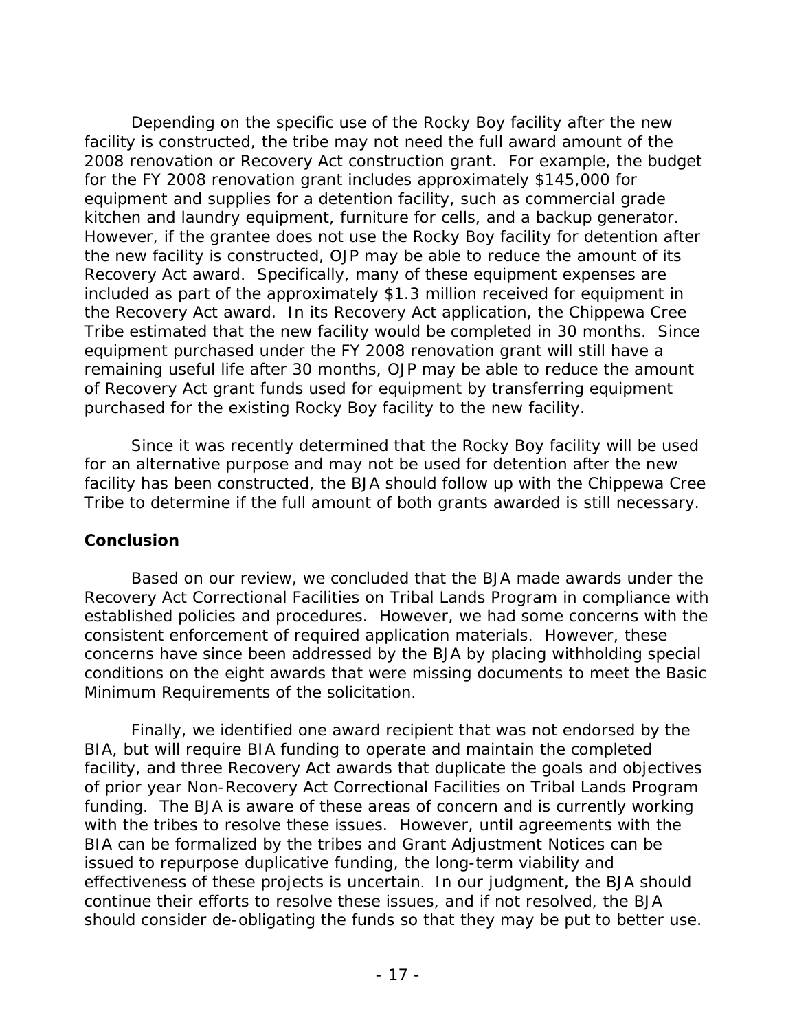Depending on the specific use of the Rocky Boy facility after the new facility is constructed, the tribe may not need the full award amount of the 2008 renovation or Recovery Act construction grant. For example, the budget for the FY 2008 renovation grant includes approximately $145,000 for equipment and supplies for a detention facility, such as commercial grade kitchen and laundry equipment, furniture for cells, and a backup generator. However, if the grantee does not use the Rocky Boy facility for detention after the new facility is constructed, OJP may be able to reduce the amount of its Recovery Act award. Specifically, many of these equipment expenses are included as part of the approximately $1.3 million received for equipment in the Recovery Act award. In its Recovery Act application, the Chippewa Cree Tribe estimated that the new facility would be completed in 30 months. Since equipment purchased under the FY 2008 renovation grant will still have a remaining useful life after 30 months, OJP may be able to reduce the amount of Recovery Act grant funds used for equipment by transferring equipment purchased for the existing Rocky Boy facility to the new facility.

Since it was recently determined that the Rocky Boy facility will be used for an alternative purpose and may not be used for detention after the new facility has been constructed, the BJA should follow up with the Chippewa Cree Tribe to determine if the full amount of both grants awarded is still necessary.

**Conclusion**

Based on our review, we concluded that the BJA made awards under the Recovery Act Correctional Facilities on Tribal Lands Program in compliance with established policies and procedures. However, we had some concerns with the consistent enforcement of required application materials. However, these concerns have since been addressed by the BJA by placing withholding special conditions on the eight awards that were missing documents to meet the Basic Minimum Requirements of the solicitation.

Finally, we identified one award recipient that was not endorsed by the BIA, but will require BIA funding to operate and maintain the completed facility, and three Recovery Act awards that duplicate the goals and objectives of prior year Non-Recovery Act Correctional Facilities on Tribal Lands Program funding. The BJA is aware of these areas of concern and is currently working with the tribes to resolve these issues. However, until agreements with the BIA can be formalized by the tribes and Grant Adjustment Notices can be issued to repurpose duplicative funding, the long-term viability and effectiveness of these projects is uncertain. In our judgment, the BJA should continue their efforts to resolve these issues, and if not resolved, the BJA should consider de-obligating the funds so that they may be put to better use.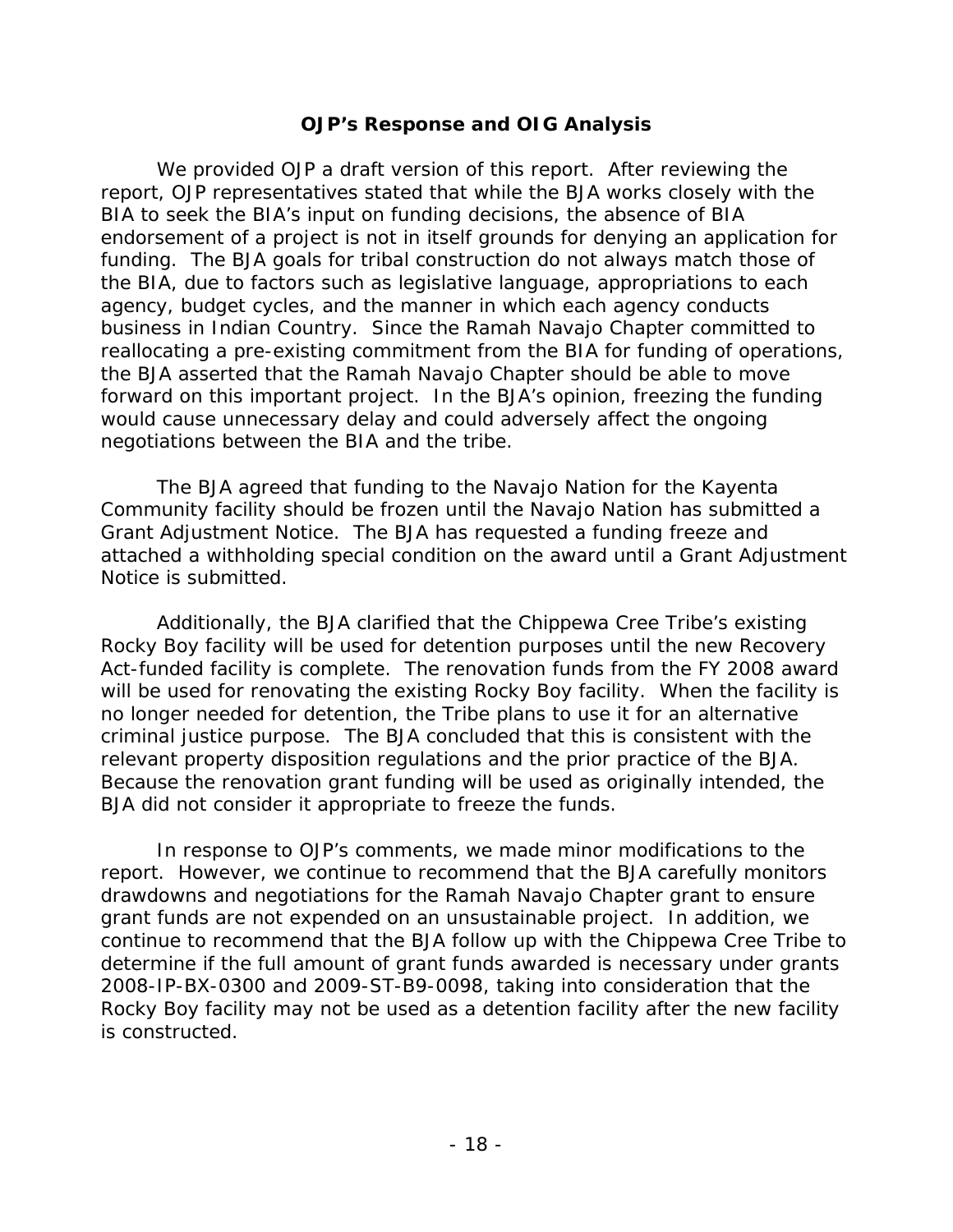## OJP's Response and OIG Analysis

We provided OJP a draft version of this report. After reviewing the report, OJP representatives stated that while the BJA works closely with the BIA to seek the BIA's input on funding decisions, the absence of BIA endorsement of a project is not in itself grounds for denying an application for funding. The BJA goals for tribal construction do not always match those of the BIA, due to factors such as legislative language, appropriations to each agency, budget cycles, and the manner in which each agency conducts business in Indian Country. Since the Ramah Navajo Chapter committed to reallocating a pre-existing commitment from the BIA for funding of operations, the BJA asserted that the Ramah Navajo Chapter should be able to move forward on this important project. In the BJA's opinion, freezing the funding would cause unnecessary delay and could adversely affect the ongoing negotiations between the BIA and the tribe.

The BJA agreed that funding to the Navajo Nation for the Kayenta Community facility should be frozen until the Navajo Nation has submitted a Grant Adjustment Notice. The BJA has requested a funding freeze and attached a withholding special condition on the award until a Grant Adjustment Notice is submitted.

Additionally, the BJA clarified that the Chippewa Cree Tribe's existing Rocky Boy facility will be used for detention purposes until the new Recovery Act-funded facility is complete. The renovation funds from the FY 2008 award will be used for renovating the existing Rocky Boy facility. When the facility is no longer needed for detention, the Tribe plans to use it for an alternative criminal justice purpose. The BJA concluded that this is consistent with the relevant property disposition regulations and the prior practice of the BJA. Because the renovation grant funding will be used as originally intended, the BJA did not consider it appropriate to freeze the funds.

In response to OJP's comments, we made minor modifications to the report. However, we continue to recommend that the BJA carefully monitors drawdowns and negotiations for the Ramah Navajo Chapter grant to ensure grant funds are not expended on an unsustainable project. In addition, we continue to recommend that the BJA follow up with the Chippewa Cree Tribe to determine if the full amount of grant funds awarded is necessary under grants 2008-IP-BX-0300 and 2009-ST-B9-0098, taking into consideration that the Rocky Boy facility may not be used as a detention facility after the new facility is constructed.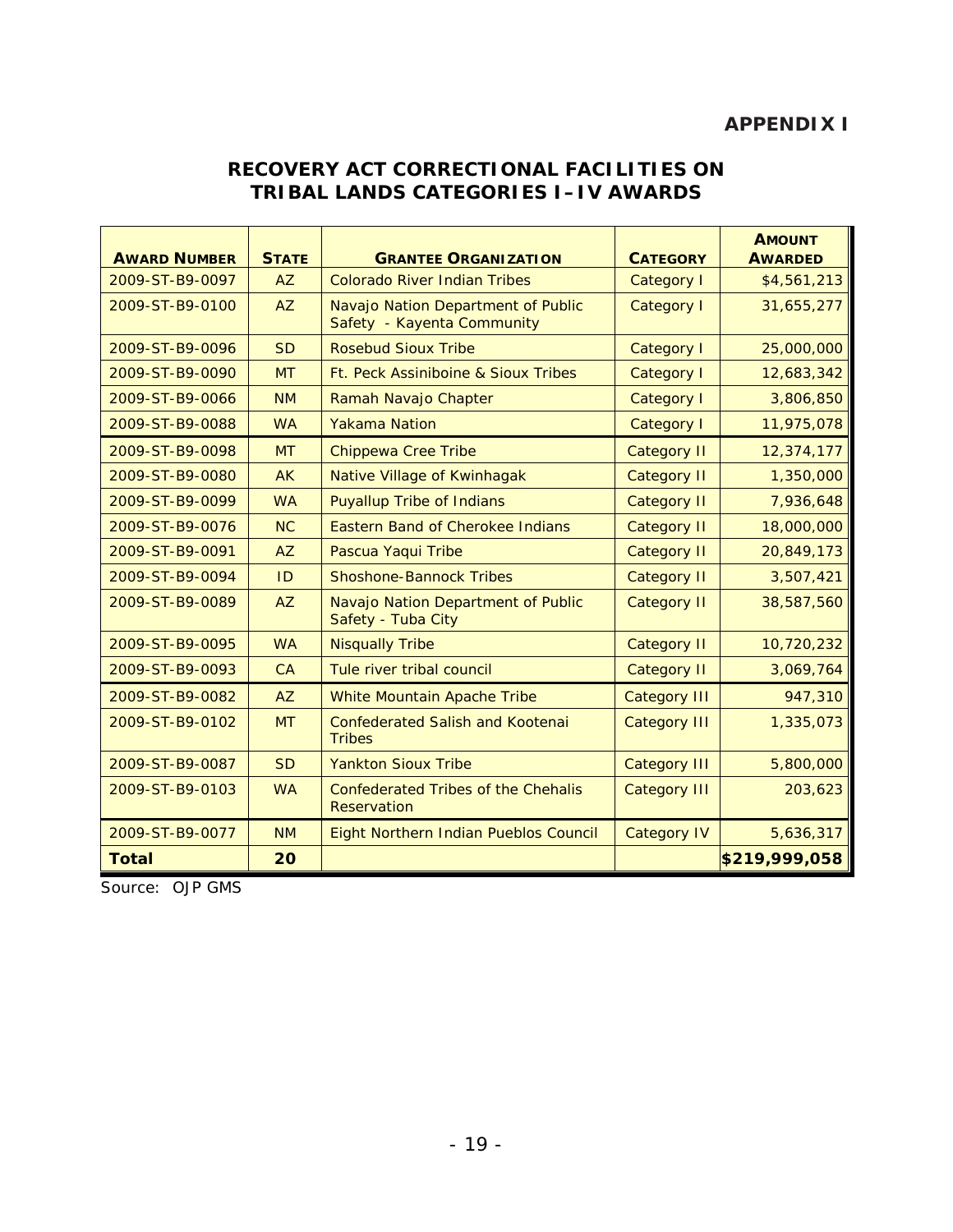# APPENDIX I

## RECOVERY ACT CORRECTIONAL FACILITIES ON TRIBAL LANDS CATEGORIES I–IV AWARDS

| AWARD NUMBER | STATE | GRANTEE ORGANIZATION | CATEGORY | AMOUNT AWARDED |
|---|---|---|---|---|
| 2009-ST-B9-0097 | AZ | Colorado River Indian Tribes | Category I | $4,561,213 |
| 2009-ST-B9-0100 | AZ | Navajo Nation Department of Public Safety - Kayenta Community | Category I | 31,655,277 |
| 2009-ST-B9-0096 | SD | Rosebud Sioux Tribe | Category I | 25,000,000 |
| 2009-ST-B9-0090 | MT | Ft. Peck Assiniboine & Sioux Tribes | Category I | 12,683,342 |
| 2009-ST-B9-0066 | NM | Ramah Navajo Chapter | Category I | 3,806,850 |
| 2009-ST-B9-0088 | WA | Yakama Nation | Category I | 11,975,078 |
| 2009-ST-B9-0098 | MT | Chippewa Cree Tribe | Category II | 12,374,177 |
| 2009-ST-B9-0080 | AK | Native Village of Kwinhagak | Category II | 1,350,000 |
| 2009-ST-B9-0099 | WA | Puyallup Tribe of Indians | Category II | 7,936,648 |
| 2009-ST-B9-0076 | NC | Eastern Band of Cherokee Indians | Category II | 18,000,000 |
| 2009-ST-B9-0091 | AZ | Pascua Yaqui Tribe | Category II | 20,849,173 |
| 2009-ST-B9-0094 | ID | Shoshone-Bannock Tribes | Category II | 3,507,421 |
| 2009-ST-B9-0089 | AZ | Navajo Nation Department of Public Safety - Tuba City | Category II | 38,587,560 |
| 2009-ST-B9-0095 | WA | Nisqually Tribe | Category II | 10,720,232 |
| 2009-ST-B9-0093 | CA | Tule river tribal council | Category II | 3,069,764 |
| 2009-ST-B9-0082 | AZ | White Mountain Apache Tribe | Category III | 947,310 |
| 2009-ST-B9-0102 | MT | Confederated Salish and Kootenai Tribes | Category III | 1,335,073 |
| 2009-ST-B9-0087 | SD | Yankton Sioux Tribe | Category III | 5,800,000 |
| 2009-ST-B9-0103 | WA | Confederated Tribes of the Chehalis Reservation | Category III | 203,623 |
| 2009-ST-B9-0077 | NM | Eight Northern Indian Pueblos Council | Category IV | 5,636,317 |
| **Total** | **20** | | | **$219,999,058** |

Source: OJP GMS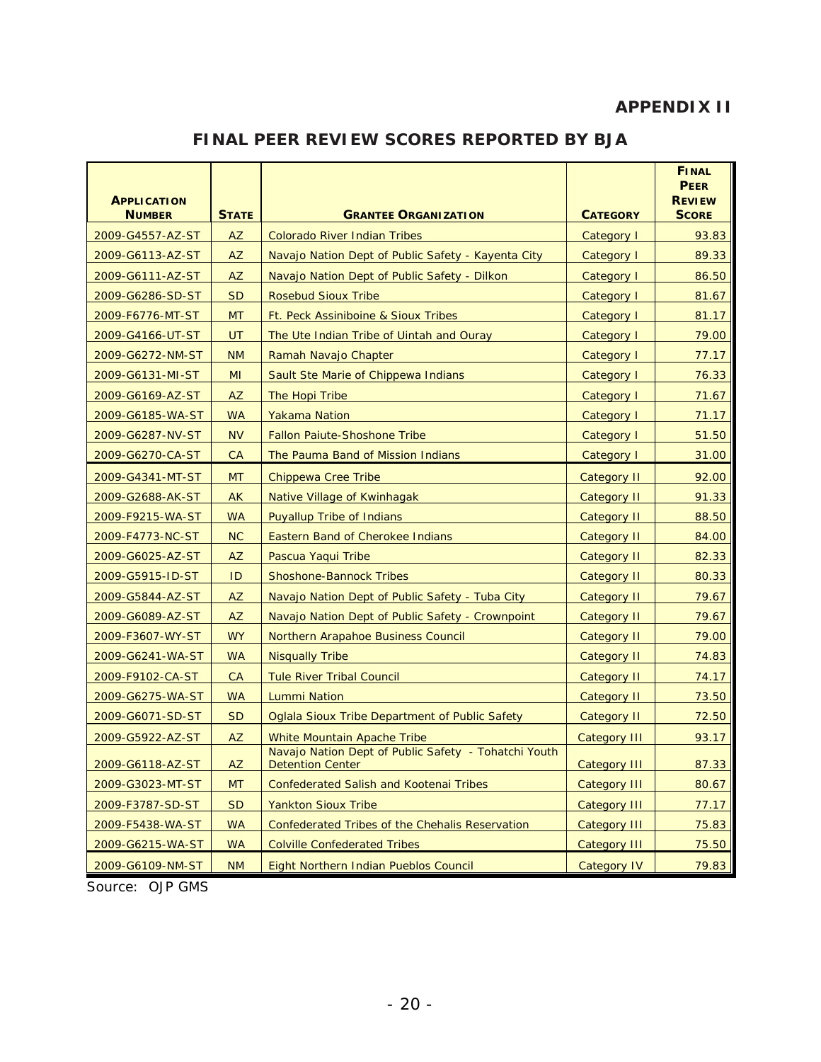**APPENDIX II**

## FINAL PEER REVIEW SCORES REPORTED BY BJA

| Application Number | State | Grantee Organization | Category | Final Peer Review Score |
|---|---|---|---|---|
| 2009-G4557-AZ-ST | AZ | Colorado River Indian Tribes | Category I | 93.83 |
| 2009-G6113-AZ-ST | AZ | Navajo Nation Dept of Public Safety - Kayenta City | Category I | 89.33 |
| 2009-G6111-AZ-ST | AZ | Navajo Nation Dept of Public Safety - Dilkon | Category I | 86.50 |
| 2009-G6286-SD-ST | SD | Rosebud Sioux Tribe | Category I | 81.67 |
| 2009-F6776-MT-ST | MT | Ft. Peck Assiniboine & Sioux Tribes | Category I | 81.17 |
| 2009-G4166-UT-ST | UT | The Ute Indian Tribe of Uintah and Ouray | Category I | 79.00 |
| 2009-G6272-NM-ST | NM | Ramah Navajo Chapter | Category I | 77.17 |
| 2009-G6131-MI-ST | MI | Sault Ste Marie of Chippewa Indians | Category I | 76.33 |
| 2009-G6169-AZ-ST | AZ | The Hopi Tribe | Category I | 71.67 |
| 2009-G6185-WA-ST | WA | Yakama Nation | Category I | 71.17 |
| 2009-G6287-NV-ST | NV | Fallon Paiute-Shoshone Tribe | Category I | 51.50 |
| 2009-G6270-CA-ST | CA | The Pauma Band of Mission Indians | Category I | 31.00 |
| 2009-G4341-MT-ST | MT | Chippewa Cree Tribe | Category II | 92.00 |
| 2009-G2688-AK-ST | AK | Native Village of Kwinhagak | Category II | 91.33 |
| 2009-F9215-WA-ST | WA | Puyallup Tribe of Indians | Category II | 88.50 |
| 2009-F4773-NC-ST | NC | Eastern Band of Cherokee Indians | Category II | 84.00 |
| 2009-G6025-AZ-ST | AZ | Pascua Yaqui Tribe | Category II | 82.33 |
| 2009-G5915-ID-ST | ID | Shoshone-Bannock Tribes | Category II | 80.33 |
| 2009-G5844-AZ-ST | AZ | Navajo Nation Dept of Public Safety - Tuba City | Category II | 79.67 |
| 2009-G6089-AZ-ST | AZ | Navajo Nation Dept of Public Safety - Crownpoint | Category II | 79.67 |
| 2009-F3607-WY-ST | WY | Northern Arapahoe Business Council | Category II | 79.00 |
| 2009-G6241-WA-ST | WA | Nisqually Tribe | Category II | 74.83 |
| 2009-F9102-CA-ST | CA | Tule River Tribal Council | Category II | 74.17 |
| 2009-G6275-WA-ST | WA | Lummi Nation | Category II | 73.50 |
| 2009-G6071-SD-ST | SD | Oglala Sioux Tribe Department of Public Safety | Category II | 72.50 |
| 2009-G5922-AZ-ST | AZ | White Mountain Apache Tribe | Category III | 93.17 |
| 2009-G6118-AZ-ST | AZ | Navajo Nation Dept of Public Safety - Tohatchi Youth Detention Center | Category III | 87.33 |
| 2009-G3023-MT-ST | MT | Confederated Salish and Kootenai Tribes | Category III | 80.67 |
| 2009-F3787-SD-ST | SD | Yankton Sioux Tribe | Category III | 77.17 |
| 2009-F5438-WA-ST | WA | Confederated Tribes of the Chehalis Reservation | Category III | 75.83 |
| 2009-G6215-WA-ST | WA | Colville Confederated Tribes | Category III | 75.50 |
| 2009-G6109-NM-ST | NM | Eight Northern Indian Pueblos Council | Category IV | 79.83 |

Source: OJP GMS